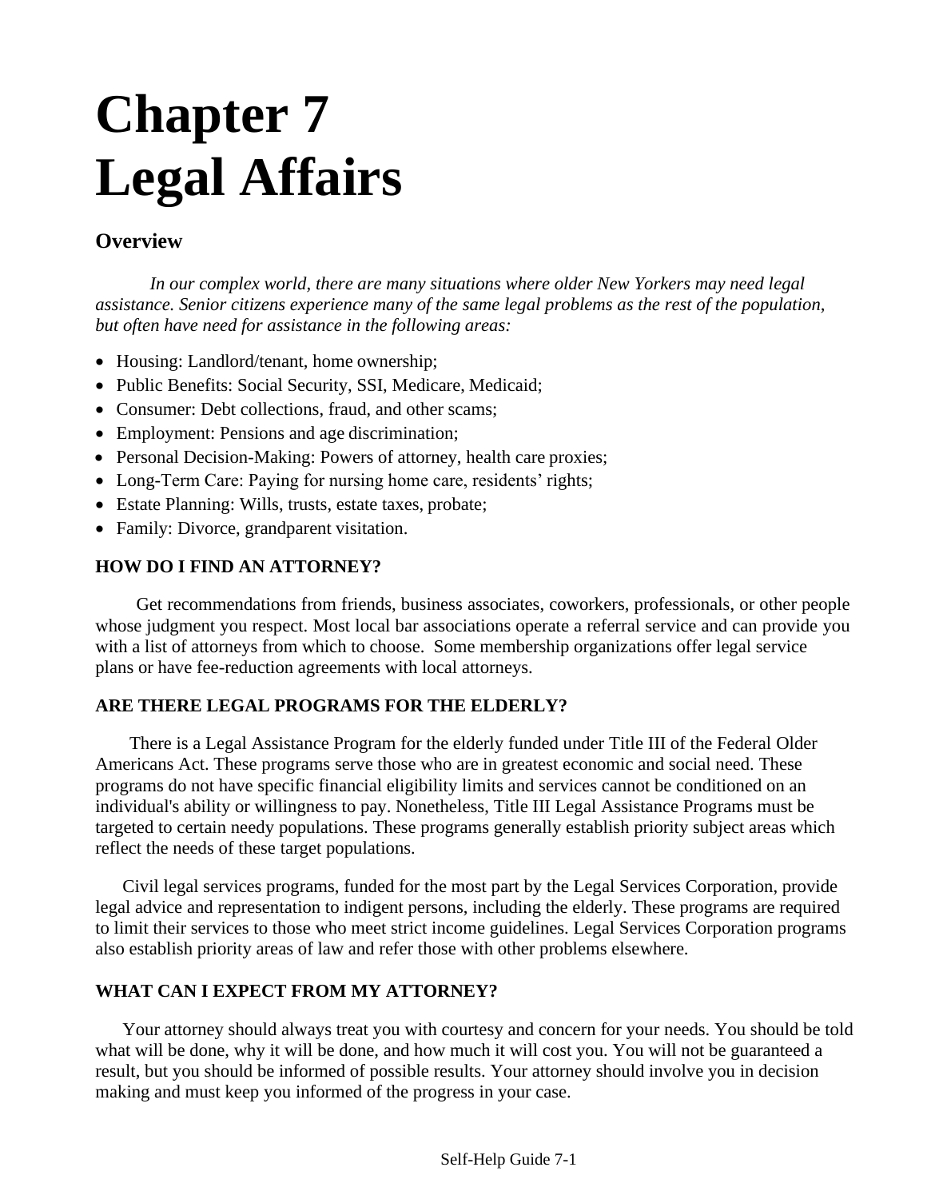# Chapter 7
# Legal Affairs

## Overview

*In our complex world, there are many situations where older New Yorkers may need legal assistance. Senior citizens experience many of the same legal problems as the rest of the population, but often have need for assistance in the following areas:*

- Housing: Landlord/tenant, home ownership;
- Public Benefits: Social Security, SSI, Medicare, Medicaid;
- Consumer: Debt collections, fraud, and other scams;
- Employment: Pensions and age discrimination;
- Personal Decision-Making: Powers of attorney, health care proxies;
- Long-Term Care: Paying for nursing home care, residents' rights;
- Estate Planning: Wills, trusts, estate taxes, probate;
- Family: Divorce, grandparent visitation.

### HOW DO I FIND AN ATTORNEY?

Get recommendations from friends, business associates, coworkers, professionals, or other people whose judgment you respect. Most local bar associations operate a referral service and can provide you with a list of attorneys from which to choose. Some membership organizations offer legal service plans or have fee-reduction agreements with local attorneys.

### ARE THERE LEGAL PROGRAMS FOR THE ELDERLY?

There is a Legal Assistance Program for the elderly funded under Title III of the Federal Older Americans Act. These programs serve those who are in greatest economic and social need. These programs do not have specific financial eligibility limits and services cannot be conditioned on an individual's ability or willingness to pay. Nonetheless, Title III Legal Assistance Programs must be targeted to certain needy populations. These programs generally establish priority subject areas which reflect the needs of these target populations.

Civil legal services programs, funded for the most part by the Legal Services Corporation, provide legal advice and representation to indigent persons, including the elderly. These programs are required to limit their services to those who meet strict income guidelines. Legal Services Corporation programs also establish priority areas of law and refer those with other problems elsewhere.

### WHAT CAN I EXPECT FROM MY ATTORNEY?

Your attorney should always treat you with courtesy and concern for your needs. You should be told what will be done, why it will be done, and how much it will cost you. You will not be guaranteed a result, but you should be informed of possible results. Your attorney should involve you in decision making and must keep you informed of the progress in your case.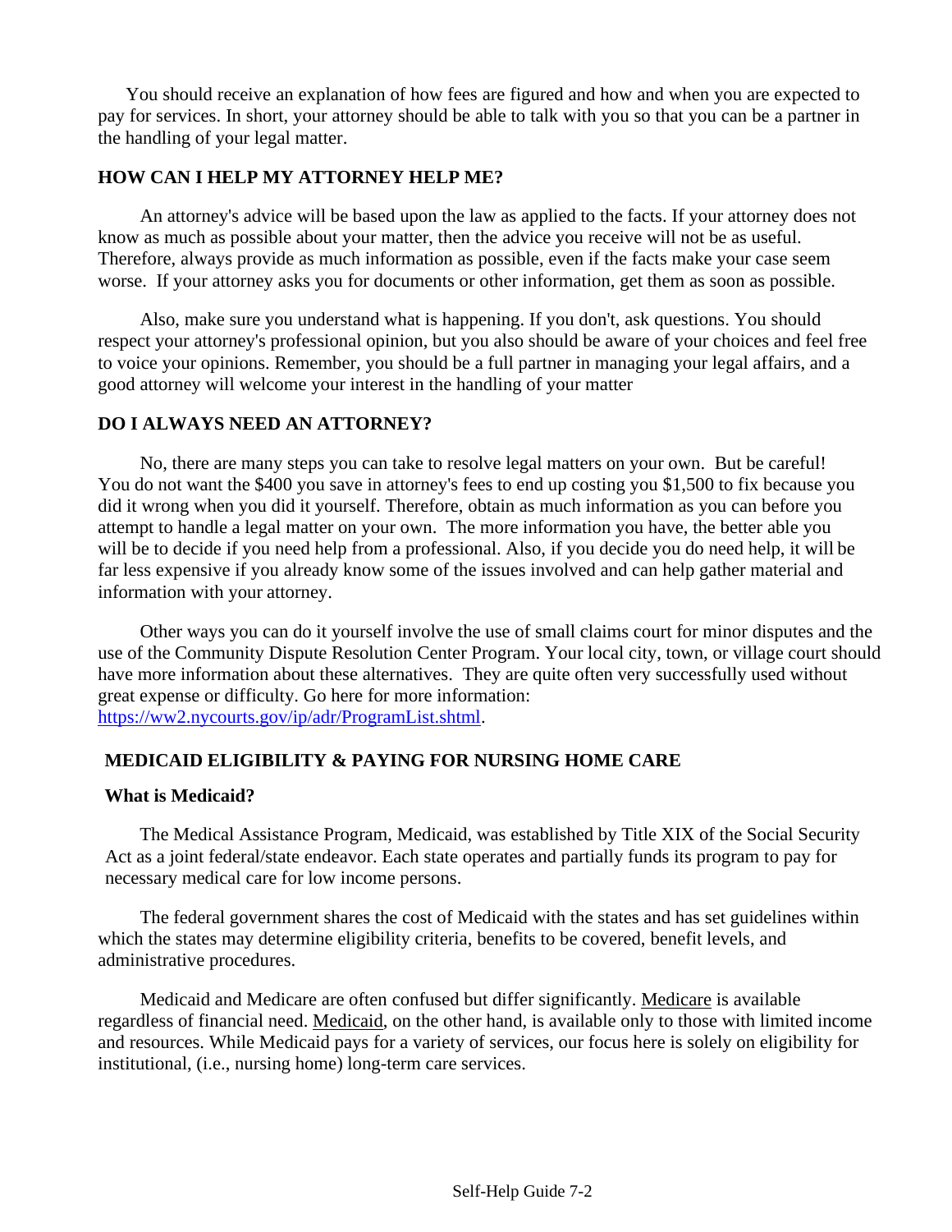You should receive an explanation of how fees are figured and how and when you are expected to pay for services. In short, your attorney should be able to talk with you so that you can be a partner in the handling of your legal matter.

## HOW CAN I HELP MY ATTORNEY HELP ME?

An attorney's advice will be based upon the law as applied to the facts. If your attorney does not know as much as possible about your matter, then the advice you receive will not be as useful. Therefore, always provide as much information as possible, even if the facts make your case seem worse. If your attorney asks you for documents or other information, get them as soon as possible.

Also, make sure you understand what is happening. If you don't, ask questions. You should respect your attorney's professional opinion, but you also should be aware of your choices and feel free to voice your opinions. Remember, you should be a full partner in managing your legal affairs, and a good attorney will welcome your interest in the handling of your matter

## DO I ALWAYS NEED AN ATTORNEY?

No, there are many steps you can take to resolve legal matters on your own. But be careful! You do not want the $400 you save in attorney's fees to end up costing you $1,500 to fix because you did it wrong when you did it yourself. Therefore, obtain as much information as you can before you attempt to handle a legal matter on your own. The more information you have, the better able you will be to decide if you need help from a professional. Also, if you decide you do need help, it will be far less expensive if you already know some of the issues involved and can help gather material and information with your attorney.

Other ways you can do it yourself involve the use of small claims court for minor disputes and the use of the Community Dispute Resolution Center Program. Your local city, town, or village court should have more information about these alternatives. They are quite often very successfully used without great expense or difficulty. Go here for more information: https://ww2.nycourts.gov/ip/adr/ProgramList.shtml.

## MEDICAID ELIGIBILITY & PAYING FOR NURSING HOME CARE

### What is Medicaid?

The Medical Assistance Program, Medicaid, was established by Title XIX of the Social Security Act as a joint federal/state endeavor. Each state operates and partially funds its program to pay for necessary medical care for low income persons.

The federal government shares the cost of Medicaid with the states and has set guidelines within which the states may determine eligibility criteria, benefits to be covered, benefit levels, and administrative procedures.

Medicaid and Medicare are often confused but differ significantly. Medicare is available regardless of financial need. Medicaid, on the other hand, is available only to those with limited income and resources. While Medicaid pays for a variety of services, our focus here is solely on eligibility for institutional, (i.e., nursing home) long-term care services.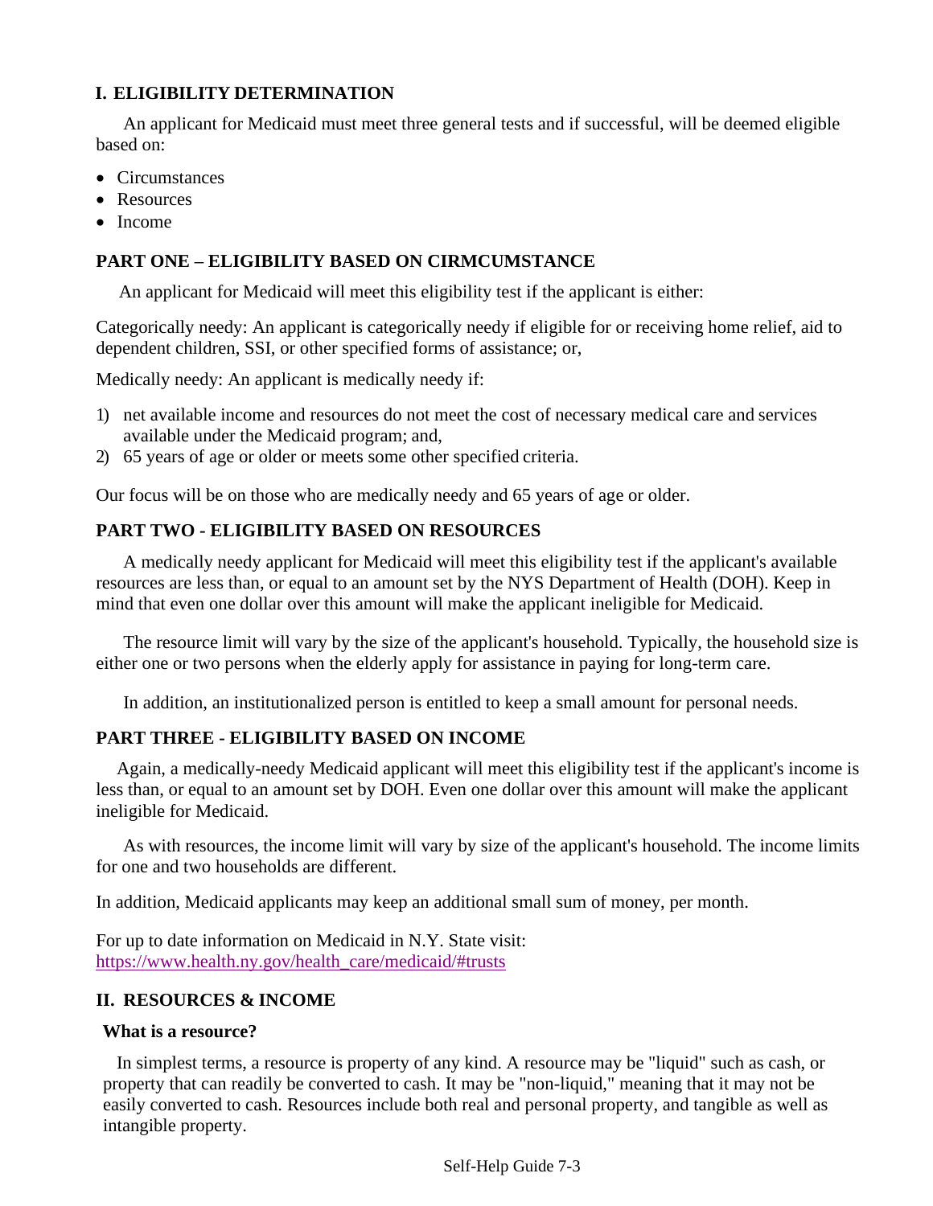## I. ELIGIBILITY DETERMINATION

An applicant for Medicaid must meet three general tests and if successful, will be deemed eligible based on:

- Circumstances
- Resources
- Income

### PART ONE – ELIGIBILITY BASED ON CIRMCUMSTANCE

An applicant for Medicaid will meet this eligibility test if the applicant is either:

Categorically needy: An applicant is categorically needy if eligible for or receiving home relief, aid to dependent children, SSI, or other specified forms of assistance; or,

Medically needy: An applicant is medically needy if:

1) net available income and resources do not meet the cost of necessary medical care and services available under the Medicaid program; and,
2) 65 years of age or older or meets some other specified criteria.

Our focus will be on those who are medically needy and 65 years of age or older.

### PART TWO - ELIGIBILITY BASED ON RESOURCES

A medically needy applicant for Medicaid will meet this eligibility test if the applicant's available resources are less than, or equal to an amount set by the NYS Department of Health (DOH). Keep in mind that even one dollar over this amount will make the applicant ineligible for Medicaid.

The resource limit will vary by the size of the applicant's household. Typically, the household size is either one or two persons when the elderly apply for assistance in paying for long-term care.

In addition, an institutionalized person is entitled to keep a small amount for personal needs.

### PART THREE - ELIGIBILITY BASED ON INCOME

Again, a medically-needy Medicaid applicant will meet this eligibility test if the applicant's income is less than, or equal to an amount set by DOH. Even one dollar over this amount will make the applicant ineligible for Medicaid.

As with resources, the income limit will vary by size of the applicant's household. The income limits for one and two households are different.

In addition, Medicaid applicants may keep an additional small sum of money, per month.

For up to date information on Medicaid in N.Y. State visit:
https://www.health.ny.gov/health_care/medicaid/#trusts

## II. RESOURCES & INCOME

### What is a resource?

In simplest terms, a resource is property of any kind. A resource may be "liquid" such as cash, or property that can readily be converted to cash. It may be "non-liquid," meaning that it may not be easily converted to cash. Resources include both real and personal property, and tangible as well as intangible property.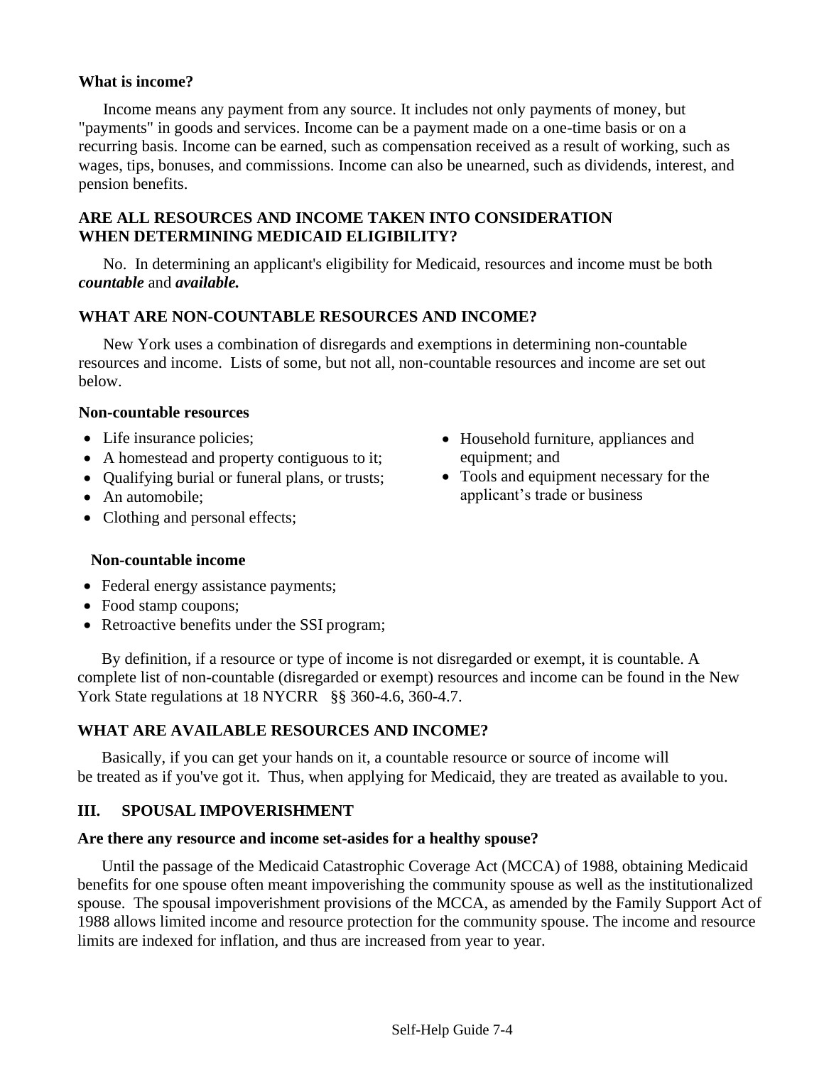**What is income?**

Income means any payment from any source. It includes not only payments of money, but "payments" in goods and services. Income can be a payment made on a one-time basis or on a recurring basis. Income can be earned, such as compensation received as a result of working, such as wages, tips, bonuses, and commissions. Income can also be unearned, such as dividends, interest, and pension benefits.

### ARE ALL RESOURCES AND INCOME TAKEN INTO CONSIDERATION WHEN DETERMINING MEDICAID ELIGIBILITY?

No. In determining an applicant's eligibility for Medicaid, resources and income must be both ***countable*** and ***available.***

### WHAT ARE NON-COUNTABLE RESOURCES AND INCOME?

New York uses a combination of disregards and exemptions in determining non-countable resources and income. Lists of some, but not all, non-countable resources and income are set out below.

**Non-countable resources**

- Life insurance policies;
- A homestead and property contiguous to it;
- Qualifying burial or funeral plans, or trusts;
- An automobile;
- Clothing and personal effects;
- Household furniture, appliances and equipment; and
- Tools and equipment necessary for the applicant's trade or business

**Non-countable income**

- Federal energy assistance payments;
- Food stamp coupons;
- Retroactive benefits under the SSI program;

By definition, if a resource or type of income is not disregarded or exempt, it is countable. A complete list of non-countable (disregarded or exempt) resources and income can be found in the New York State regulations at 18 NYCRR §§ 360-4.6, 360-4.7.

### WHAT ARE AVAILABLE RESOURCES AND INCOME?

Basically, if you can get your hands on it, a countable resource or source of income will be treated as if you've got it. Thus, when applying for Medicaid, they are treated as available to you.

## III. SPOUSAL IMPOVERISHMENT

**Are there any resource and income set-asides for a healthy spouse?**

Until the passage of the Medicaid Catastrophic Coverage Act (MCCA) of 1988, obtaining Medicaid benefits for one spouse often meant impoverishing the community spouse as well as the institutionalized spouse. The spousal impoverishment provisions of the MCCA, as amended by the Family Support Act of 1988 allows limited income and resource protection for the community spouse. The income and resource limits are indexed for inflation, and thus are increased from year to year.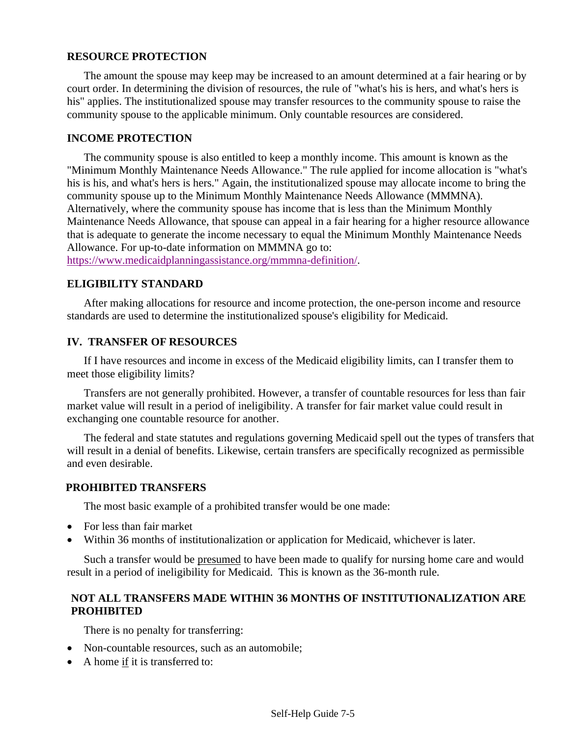### RESOURCE PROTECTION

The amount the spouse may keep may be increased to an amount determined at a fair hearing or by court order. In determining the division of resources, the rule of "what's his is hers, and what's hers is his" applies. The institutionalized spouse may transfer resources to the community spouse to raise the community spouse to the applicable minimum. Only countable resources are considered.

### INCOME PROTECTION

The community spouse is also entitled to keep a monthly income. This amount is known as the "Minimum Monthly Maintenance Needs Allowance." The rule applied for income allocation is "what's his is his, and what's hers is hers." Again, the institutionalized spouse may allocate income to bring the community spouse up to the Minimum Monthly Maintenance Needs Allowance (MMMNA). Alternatively, where the community spouse has income that is less than the Minimum Monthly Maintenance Needs Allowance, that spouse can appeal in a fair hearing for a higher resource allowance that is adequate to generate the income necessary to equal the Minimum Monthly Maintenance Needs Allowance. For up-to-date information on MMMNA go to: [https://www.medicaidplanningassistance.org/mmmna-definition/](https://www.medicaidplanningassistance.org/mmmna-definition/).

### ELIGIBILITY STANDARD

After making allocations for resource and income protection, the one-person income and resource standards are used to determine the institutionalized spouse's eligibility for Medicaid.

## IV. TRANSFER OF RESOURCES

If I have resources and income in excess of the Medicaid eligibility limits, can I transfer them to meet those eligibility limits?

Transfers are not generally prohibited. However, a transfer of countable resources for less than fair market value will result in a period of ineligibility. A transfer for fair market value could result in exchanging one countable resource for another.

The federal and state statutes and regulations governing Medicaid spell out the types of transfers that will result in a denial of benefits. Likewise, certain transfers are specifically recognized as permissible and even desirable.

### PROHIBITED TRANSFERS

The most basic example of a prohibited transfer would be one made:

- For less than fair market
- Within 36 months of institutionalization or application for Medicaid, whichever is later.

Such a transfer would be <u>presumed</u> to have been made to qualify for nursing home care and would result in a period of ineligibility for Medicaid. This is known as the 36-month rule.

### NOT ALL TRANSFERS MADE WITHIN 36 MONTHS OF INSTITUTIONALIZATION ARE PROHIBITED

There is no penalty for transferring:

- Non-countable resources, such as an automobile;
- A home <u>if</u> it is transferred to: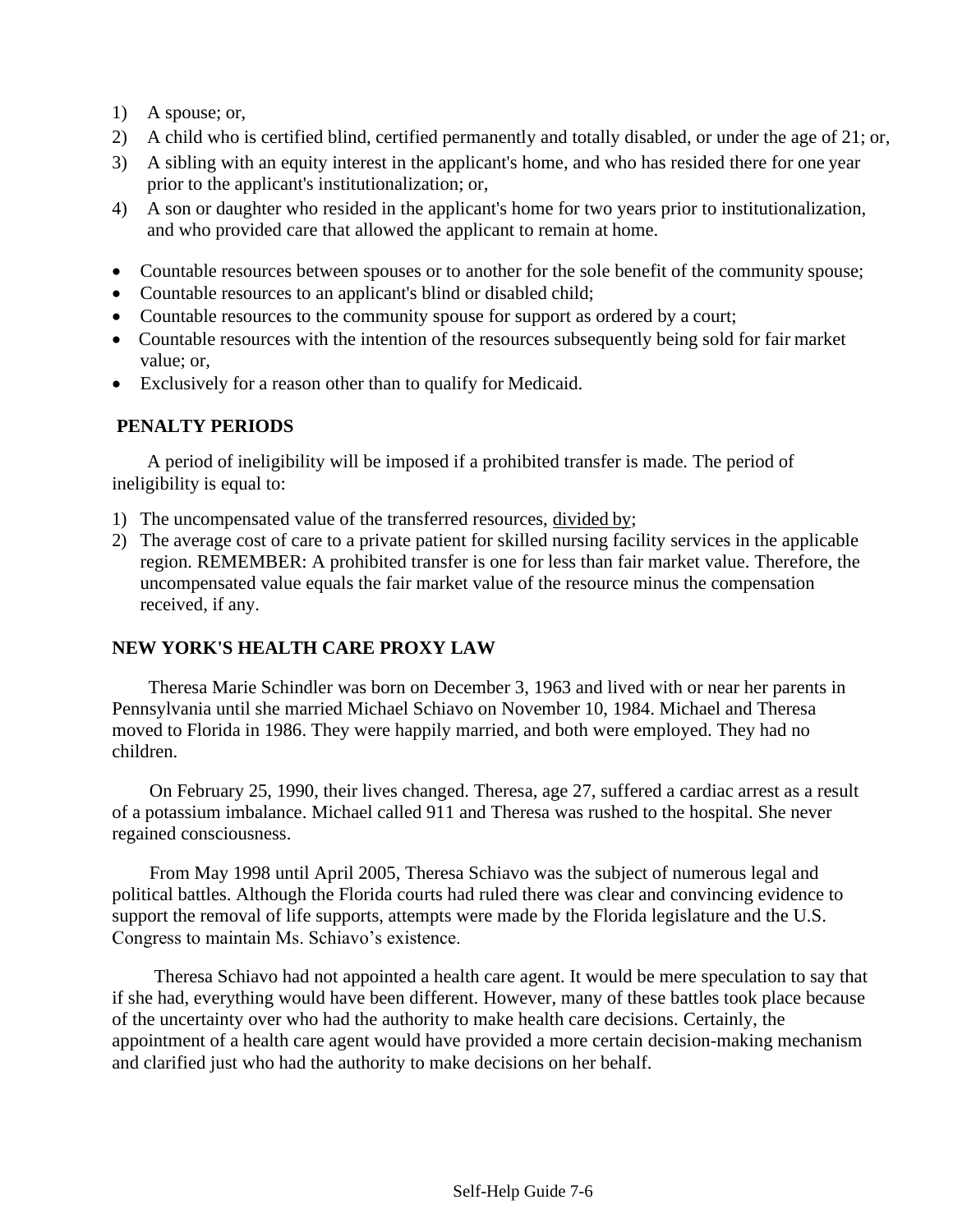1) A spouse; or,
2) A child who is certified blind, certified permanently and totally disabled, or under the age of 21; or,
3) A sibling with an equity interest in the applicant's home, and who has resided there for one year prior to the applicant's institutionalization; or,
4) A son or daughter who resided in the applicant's home for two years prior to institutionalization, and who provided care that allowed the applicant to remain at home.

- Countable resources between spouses or to another for the sole benefit of the community spouse;
- Countable resources to an applicant's blind or disabled child;
- Countable resources to the community spouse for support as ordered by a court;
- Countable resources with the intention of the resources subsequently being sold for fair market value; or,
- Exclusively for a reason other than to qualify for Medicaid.

## PENALTY PERIODS

A period of ineligibility will be imposed if a prohibited transfer is made. The period of ineligibility is equal to:

1) The uncompensated value of the transferred resources, <u>divided by</u>;
2) The average cost of care to a private patient for skilled nursing facility services in the applicable region. REMEMBER: A prohibited transfer is one for less than fair market value. Therefore, the uncompensated value equals the fair market value of the resource minus the compensation received, if any.

## NEW YORK'S HEALTH CARE PROXY LAW

Theresa Marie Schindler was born on December 3, 1963 and lived with or near her parents in Pennsylvania until she married Michael Schiavo on November 10, 1984. Michael and Theresa moved to Florida in 1986. They were happily married, and both were employed. They had no children.

On February 25, 1990, their lives changed. Theresa, age 27, suffered a cardiac arrest as a result of a potassium imbalance. Michael called 911 and Theresa was rushed to the hospital. She never regained consciousness.

From May 1998 until April 2005, Theresa Schiavo was the subject of numerous legal and political battles. Although the Florida courts had ruled there was clear and convincing evidence to support the removal of life supports, attempts were made by the Florida legislature and the U.S. Congress to maintain Ms. Schiavo's existence.

Theresa Schiavo had not appointed a health care agent. It would be mere speculation to say that if she had, everything would have been different. However, many of these battles took place because of the uncertainty over who had the authority to make health care decisions. Certainly, the appointment of a health care agent would have provided a more certain decision-making mechanism and clarified just who had the authority to make decisions on her behalf.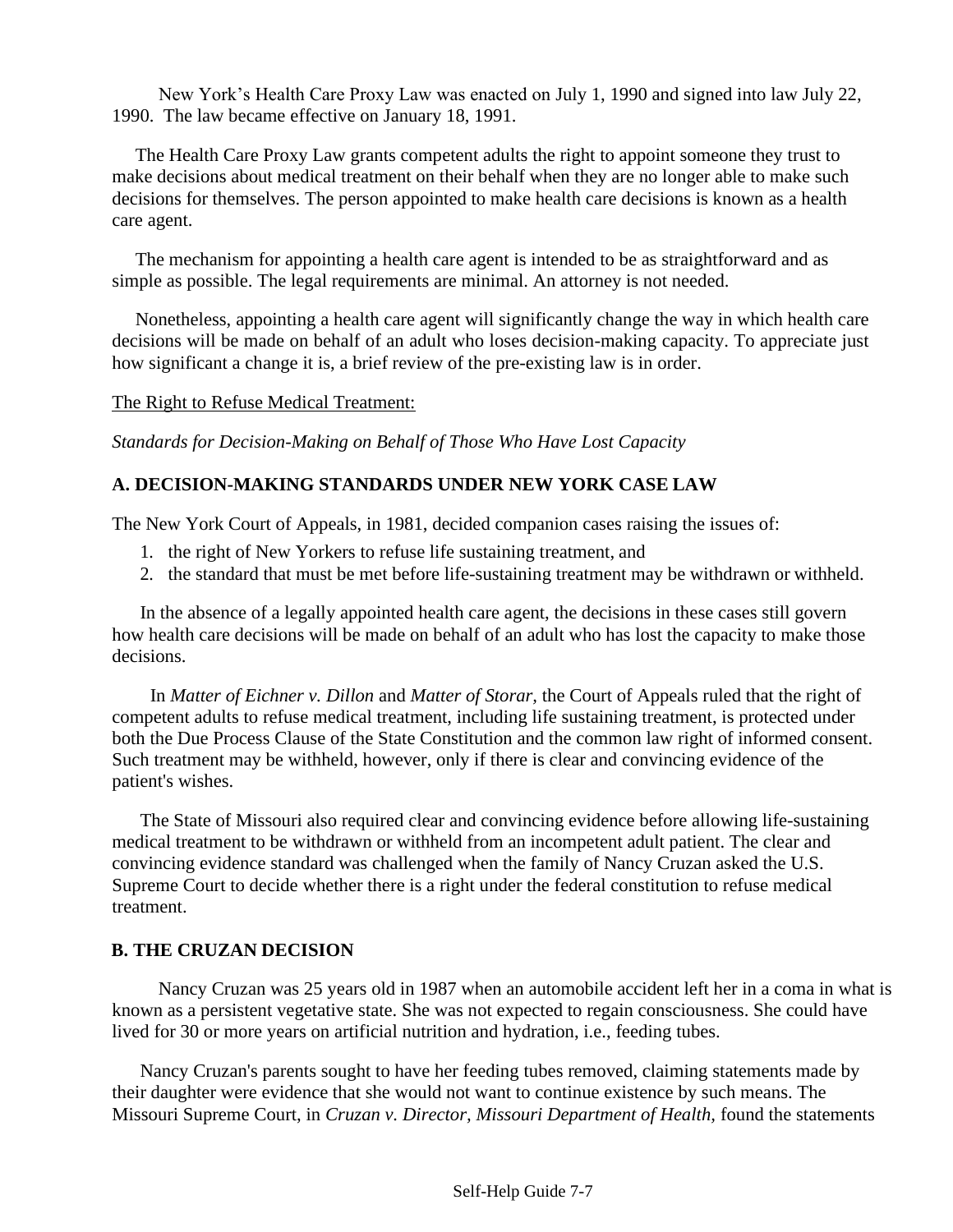New York's Health Care Proxy Law was enacted on July 1, 1990 and signed into law July 22, 1990. The law became effective on January 18, 1991.

The Health Care Proxy Law grants competent adults the right to appoint someone they trust to make decisions about medical treatment on their behalf when they are no longer able to make such decisions for themselves. The person appointed to make health care decisions is known as a health care agent.

The mechanism for appointing a health care agent is intended to be as straightforward and as simple as possible. The legal requirements are minimal. An attorney is not needed.

Nonetheless, appointing a health care agent will significantly change the way in which health care decisions will be made on behalf of an adult who loses decision-making capacity. To appreciate just how significant a change it is, a brief review of the pre-existing law is in order.

<u>The Right to Refuse Medical Treatment:</u>

*Standards for Decision-Making on Behalf of Those Who Have Lost Capacity*

### A. DECISION-MAKING STANDARDS UNDER NEW YORK CASE LAW

The New York Court of Appeals, in 1981, decided companion cases raising the issues of:

1. the right of New Yorkers to refuse life sustaining treatment, and
2. the standard that must be met before life-sustaining treatment may be withdrawn or withheld.

In the absence of a legally appointed health care agent, the decisions in these cases still govern how health care decisions will be made on behalf of an adult who has lost the capacity to make those decisions.

In *Matter of Eichner v. Dillon* and *Matter of Storar*, the Court of Appeals ruled that the right of competent adults to refuse medical treatment, including life sustaining treatment, is protected under both the Due Process Clause of the State Constitution and the common law right of informed consent. Such treatment may be withheld, however, only if there is clear and convincing evidence of the patient's wishes.

The State of Missouri also required clear and convincing evidence before allowing life-sustaining medical treatment to be withdrawn or withheld from an incompetent adult patient. The clear and convincing evidence standard was challenged when the family of Nancy Cruzan asked the U.S. Supreme Court to decide whether there is a right under the federal constitution to refuse medical treatment.

### B. THE CRUZAN DECISION

Nancy Cruzan was 25 years old in 1987 when an automobile accident left her in a coma in what is known as a persistent vegetative state. She was not expected to regain consciousness. She could have lived for 30 or more years on artificial nutrition and hydration, i.e., feeding tubes.

Nancy Cruzan's parents sought to have her feeding tubes removed, claiming statements made by their daughter were evidence that she would not want to continue existence by such means. The Missouri Supreme Court, in *Cruzan v. Director, Missouri Department of Health,* found the statements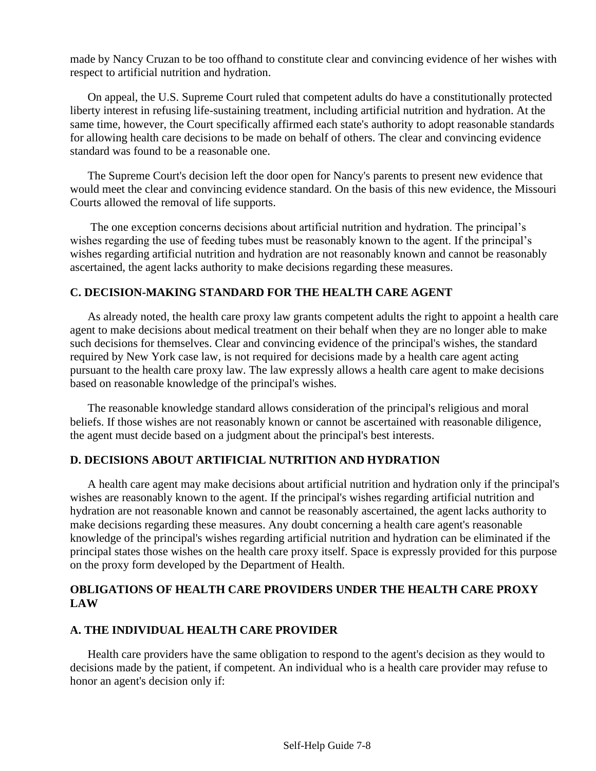made by Nancy Cruzan to be too offhand to constitute clear and convincing evidence of her wishes with respect to artificial nutrition and hydration.

On appeal, the U.S. Supreme Court ruled that competent adults do have a constitutionally protected liberty interest in refusing life-sustaining treatment, including artificial nutrition and hydration. At the same time, however, the Court specifically affirmed each state's authority to adopt reasonable standards for allowing health care decisions to be made on behalf of others. The clear and convincing evidence standard was found to be a reasonable one.

The Supreme Court's decision left the door open for Nancy's parents to present new evidence that would meet the clear and convincing evidence standard. On the basis of this new evidence, the Missouri Courts allowed the removal of life supports.

The one exception concerns decisions about artificial nutrition and hydration. The principal's wishes regarding the use of feeding tubes must be reasonably known to the agent. If the principal's wishes regarding artificial nutrition and hydration are not reasonably known and cannot be reasonably ascertained, the agent lacks authority to make decisions regarding these measures.

### C. DECISION-MAKING STANDARD FOR THE HEALTH CARE AGENT

As already noted, the health care proxy law grants competent adults the right to appoint a health care agent to make decisions about medical treatment on their behalf when they are no longer able to make such decisions for themselves. Clear and convincing evidence of the principal's wishes, the standard required by New York case law, is not required for decisions made by a health care agent acting pursuant to the health care proxy law. The law expressly allows a health care agent to make decisions based on reasonable knowledge of the principal's wishes.

The reasonable knowledge standard allows consideration of the principal's religious and moral beliefs. If those wishes are not reasonably known or cannot be ascertained with reasonable diligence, the agent must decide based on a judgment about the principal's best interests.

### D. DECISIONS ABOUT ARTIFICIAL NUTRITION AND HYDRATION

A health care agent may make decisions about artificial nutrition and hydration only if the principal's wishes are reasonably known to the agent. If the principal's wishes regarding artificial nutrition and hydration are not reasonable known and cannot be reasonably ascertained, the agent lacks authority to make decisions regarding these measures. Any doubt concerning a health care agent's reasonable knowledge of the principal's wishes regarding artificial nutrition and hydration can be eliminated if the principal states those wishes on the health care proxy itself. Space is expressly provided for this purpose on the proxy form developed by the Department of Health.

## OBLIGATIONS OF HEALTH CARE PROVIDERS UNDER THE HEALTH CARE PROXY LAW

### A. THE INDIVIDUAL HEALTH CARE PROVIDER

Health care providers have the same obligation to respond to the agent's decision as they would to decisions made by the patient, if competent. An individual who is a health care provider may refuse to honor an agent's decision only if: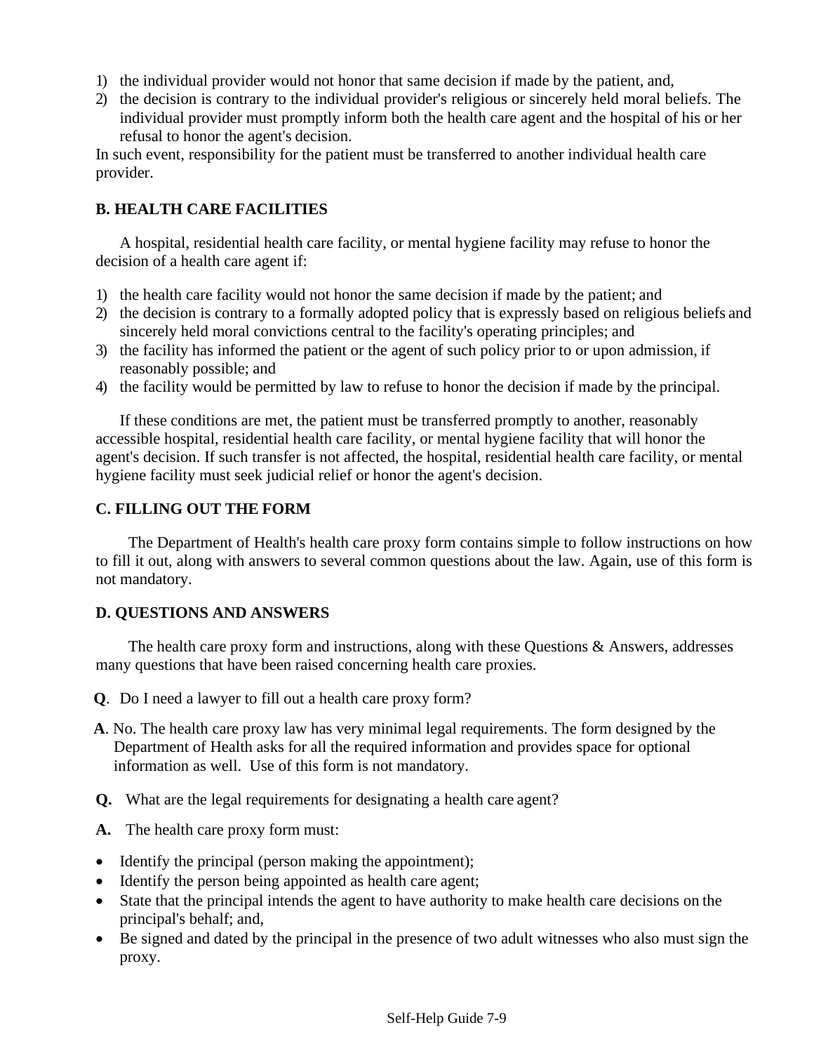1) the individual provider would not honor that same decision if made by the patient, and,
2) the decision is contrary to the individual provider's religious or sincerely held moral beliefs. The individual provider must promptly inform both the health care agent and the hospital of his or her refusal to honor the agent's decision.

In such event, responsibility for the patient must be transferred to another individual health care provider.

## B. HEALTH CARE FACILITIES

A hospital, residential health care facility, or mental hygiene facility may refuse to honor the decision of a health care agent if:

1) the health care facility would not honor the same decision if made by the patient; and
2) the decision is contrary to a formally adopted policy that is expressly based on religious beliefs and sincerely held moral convictions central to the facility's operating principles; and
3) the facility has informed the patient or the agent of such policy prior to or upon admission, if reasonably possible; and
4) the facility would be permitted by law to refuse to honor the decision if made by the principal.

If these conditions are met, the patient must be transferred promptly to another, reasonably accessible hospital, residential health care facility, or mental hygiene facility that will honor the agent's decision. If such transfer is not affected, the hospital, residential health care facility, or mental hygiene facility must seek judicial relief or honor the agent's decision.

## C. FILLING OUT THE FORM

The Department of Health's health care proxy form contains simple to follow instructions on how to fill it out, along with answers to several common questions about the law. Again, use of this form is not mandatory.

## D. QUESTIONS AND ANSWERS

The health care proxy form and instructions, along with these Questions & Answers, addresses many questions that have been raised concerning health care proxies.

**Q**. Do I need a lawyer to fill out a health care proxy form?

**A**. No. The health care proxy law has very minimal legal requirements. The form designed by the Department of Health asks for all the required information and provides space for optional information as well. Use of this form is not mandatory.

**Q.** What are the legal requirements for designating a health care agent?

**A.** The health care proxy form must:

- Identify the principal (person making the appointment);
- Identify the person being appointed as health care agent;
- State that the principal intends the agent to have authority to make health care decisions on the principal's behalf; and,
- Be signed and dated by the principal in the presence of two adult witnesses who also must sign the proxy.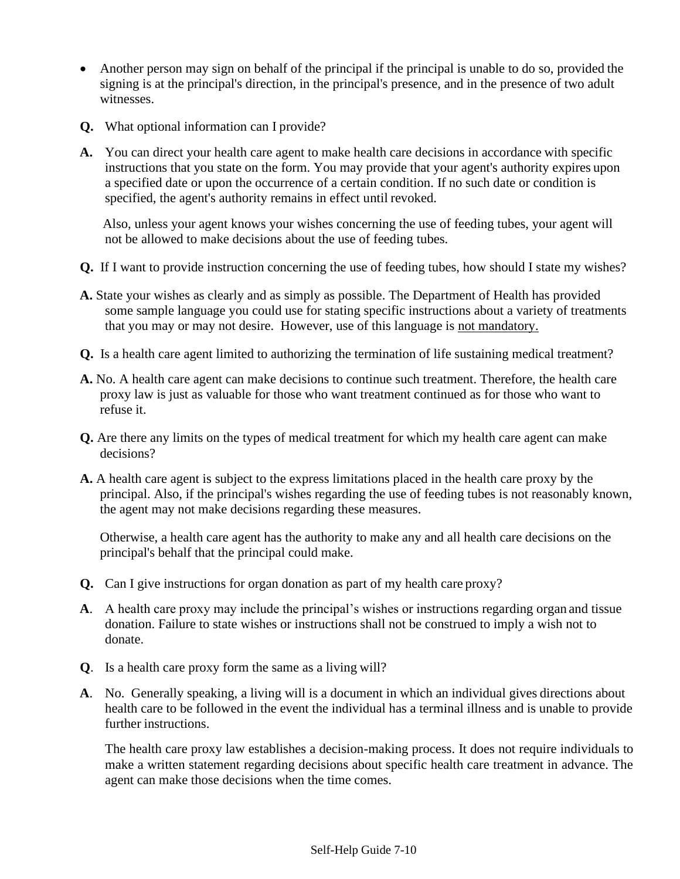- Another person may sign on behalf of the principal if the principal is unable to do so, provided the signing is at the principal's direction, in the principal's presence, and in the presence of two adult witnesses.

**Q.** What optional information can I provide?

**A.** You can direct your health care agent to make health care decisions in accordance with specific instructions that you state on the form. You may provide that your agent's authority expires upon a specified date or upon the occurrence of a certain condition. If no such date or condition is specified, the agent's authority remains in effect until revoked.

Also, unless your agent knows your wishes concerning the use of feeding tubes, your agent will not be allowed to make decisions about the use of feeding tubes.

**Q.** If I want to provide instruction concerning the use of feeding tubes, how should I state my wishes?

**A.** State your wishes as clearly and as simply as possible. The Department of Health has provided some sample language you could use for stating specific instructions about a variety of treatments that you may or may not desire. However, use of this language is <u>not mandatory.</u>

**Q.** Is a health care agent limited to authorizing the termination of life sustaining medical treatment?

**A.** No. A health care agent can make decisions to continue such treatment. Therefore, the health care proxy law is just as valuable for those who want treatment continued as for those who want to refuse it.

**Q.** Are there any limits on the types of medical treatment for which my health care agent can make decisions?

**A.** A health care agent is subject to the express limitations placed in the health care proxy by the principal. Also, if the principal's wishes regarding the use of feeding tubes is not reasonably known, the agent may not make decisions regarding these measures.

Otherwise, a health care agent has the authority to make any and all health care decisions on the principal's behalf that the principal could make.

**Q.** Can I give instructions for organ donation as part of my health care proxy?

**A**. A health care proxy may include the principal's wishes or instructions regarding organ and tissue donation. Failure to state wishes or instructions shall not be construed to imply a wish not to donate.

**Q**. Is a health care proxy form the same as a living will?

**A**. No. Generally speaking, a living will is a document in which an individual gives directions about health care to be followed in the event the individual has a terminal illness and is unable to provide further instructions.

The health care proxy law establishes a decision-making process. It does not require individuals to make a written statement regarding decisions about specific health care treatment in advance. The agent can make those decisions when the time comes.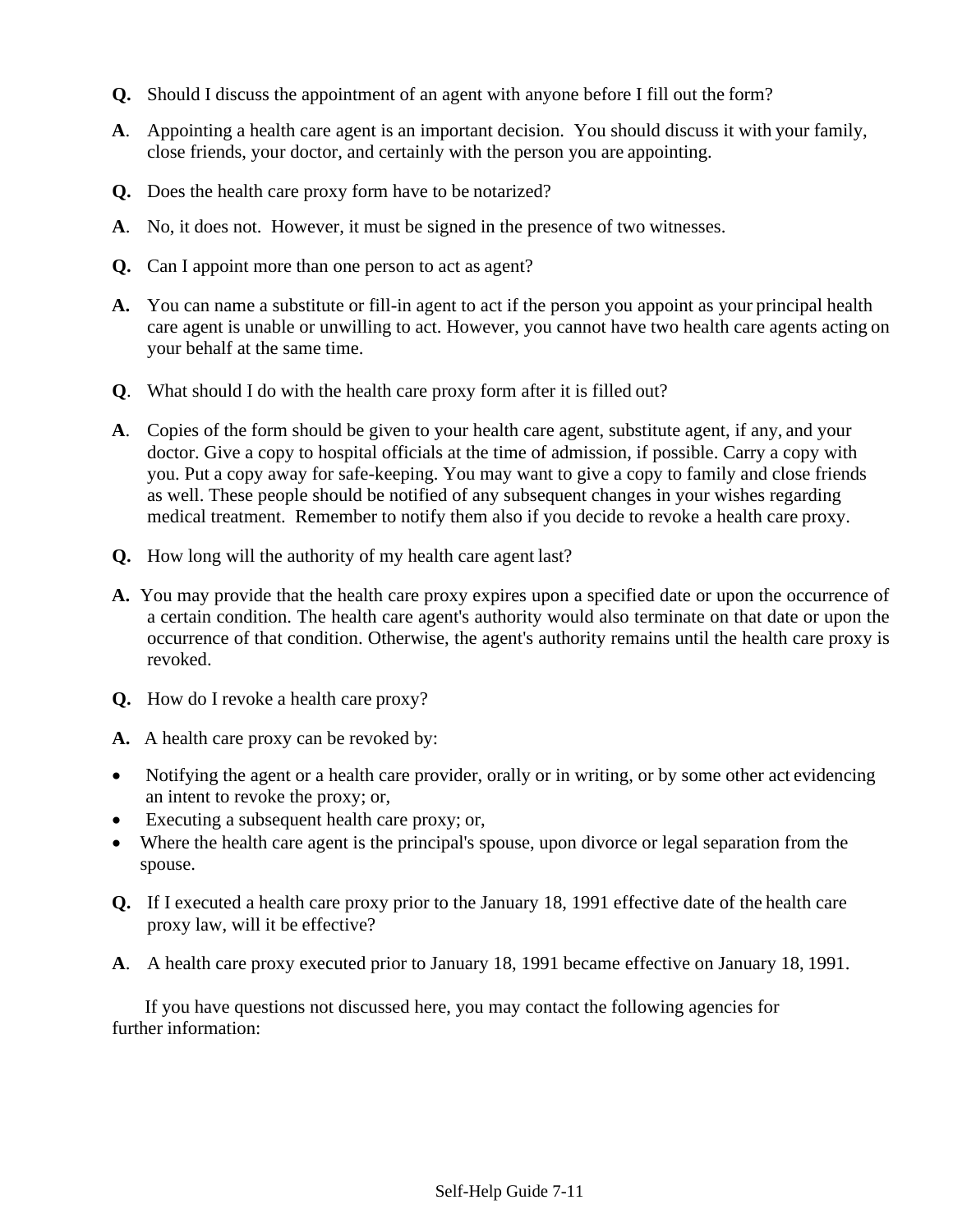**Q.** Should I discuss the appointment of an agent with anyone before I fill out the form?

**A**. Appointing a health care agent is an important decision. You should discuss it with your family, close friends, your doctor, and certainly with the person you are appointing.

**Q.** Does the health care proxy form have to be notarized?

**A**. No, it does not. However, it must be signed in the presence of two witnesses.

**Q.** Can I appoint more than one person to act as agent?

**A.** You can name a substitute or fill-in agent to act if the person you appoint as your principal health care agent is unable or unwilling to act. However, you cannot have two health care agents acting on your behalf at the same time.

**Q**. What should I do with the health care proxy form after it is filled out?

**A**. Copies of the form should be given to your health care agent, substitute agent, if any, and your doctor. Give a copy to hospital officials at the time of admission, if possible. Carry a copy with you. Put a copy away for safe-keeping. You may want to give a copy to family and close friends as well. These people should be notified of any subsequent changes in your wishes regarding medical treatment. Remember to notify them also if you decide to revoke a health care proxy.

**Q.** How long will the authority of my health care agent last?

**A.** You may provide that the health care proxy expires upon a specified date or upon the occurrence of a certain condition. The health care agent's authority would also terminate on that date or upon the occurrence of that condition. Otherwise, the agent's authority remains until the health care proxy is revoked.

**Q.** How do I revoke a health care proxy?

**A.** A health care proxy can be revoked by:

- Notifying the agent or a health care provider, orally or in writing, or by some other act evidencing an intent to revoke the proxy; or,
- Executing a subsequent health care proxy; or,
- Where the health care agent is the principal's spouse, upon divorce or legal separation from the spouse.

**Q.** If I executed a health care proxy prior to the January 18, 1991 effective date of the health care proxy law, will it be effective?

**A**. A health care proxy executed prior to January 18, 1991 became effective on January 18, 1991.

If you have questions not discussed here, you may contact the following agencies for further information: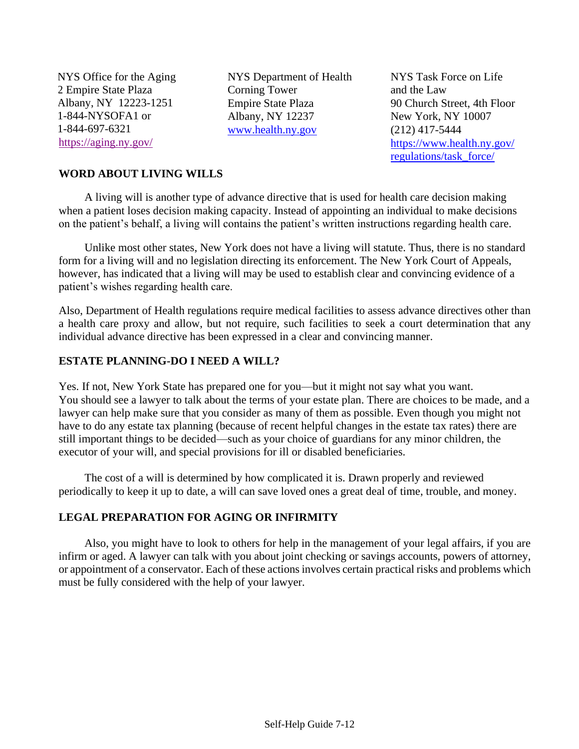NYS Office for the Aging
2 Empire State Plaza
Albany, NY 12223-1251
1-844-NYSOFA1 or
1-844-697-6321
https://aging.ny.gov/

NYS Department of Health
Corning Tower
Empire State Plaza
Albany, NY 12237
www.health.ny.gov

NYS Task Force on Life and the Law
90 Church Street, 4th Floor
New York, NY 10007
(212) 417-5444
https://www.health.ny.gov/regulations/task_force/

**WORD ABOUT LIVING WILLS**

A living will is another type of advance directive that is used for health care decision making when a patient loses decision making capacity. Instead of appointing an individual to make decisions on the patient's behalf, a living will contains the patient's written instructions regarding health care.

Unlike most other states, New York does not have a living will statute. Thus, there is no standard form for a living will and no legislation directing its enforcement. The New York Court of Appeals, however, has indicated that a living will may be used to establish clear and convincing evidence of a patient's wishes regarding health care.

Also, Department of Health regulations require medical facilities to assess advance directives other than a health care proxy and allow, but not require, such facilities to seek a court determination that any individual advance directive has been expressed in a clear and convincing manner.

**ESTATE PLANNING-DO I NEED A WILL?**

Yes. If not, New York State has prepared one for you—but it might not say what you want. You should see a lawyer to talk about the terms of your estate plan. There are choices to be made, and a lawyer can help make sure that you consider as many of them as possible. Even though you might not have to do any estate tax planning (because of recent helpful changes in the estate tax rates) there are still important things to be decided—such as your choice of guardians for any minor children, the executor of your will, and special provisions for ill or disabled beneficiaries.

The cost of a will is determined by how complicated it is. Drawn properly and reviewed periodically to keep it up to date, a will can save loved ones a great deal of time, trouble, and money.

**LEGAL PREPARATION FOR AGING OR INFIRMITY**

Also, you might have to look to others for help in the management of your legal affairs, if you are infirm or aged. A lawyer can talk with you about joint checking or savings accounts, powers of attorney, or appointment of a conservator. Each of these actions involves certain practical risks and problems which must be fully considered with the help of your lawyer.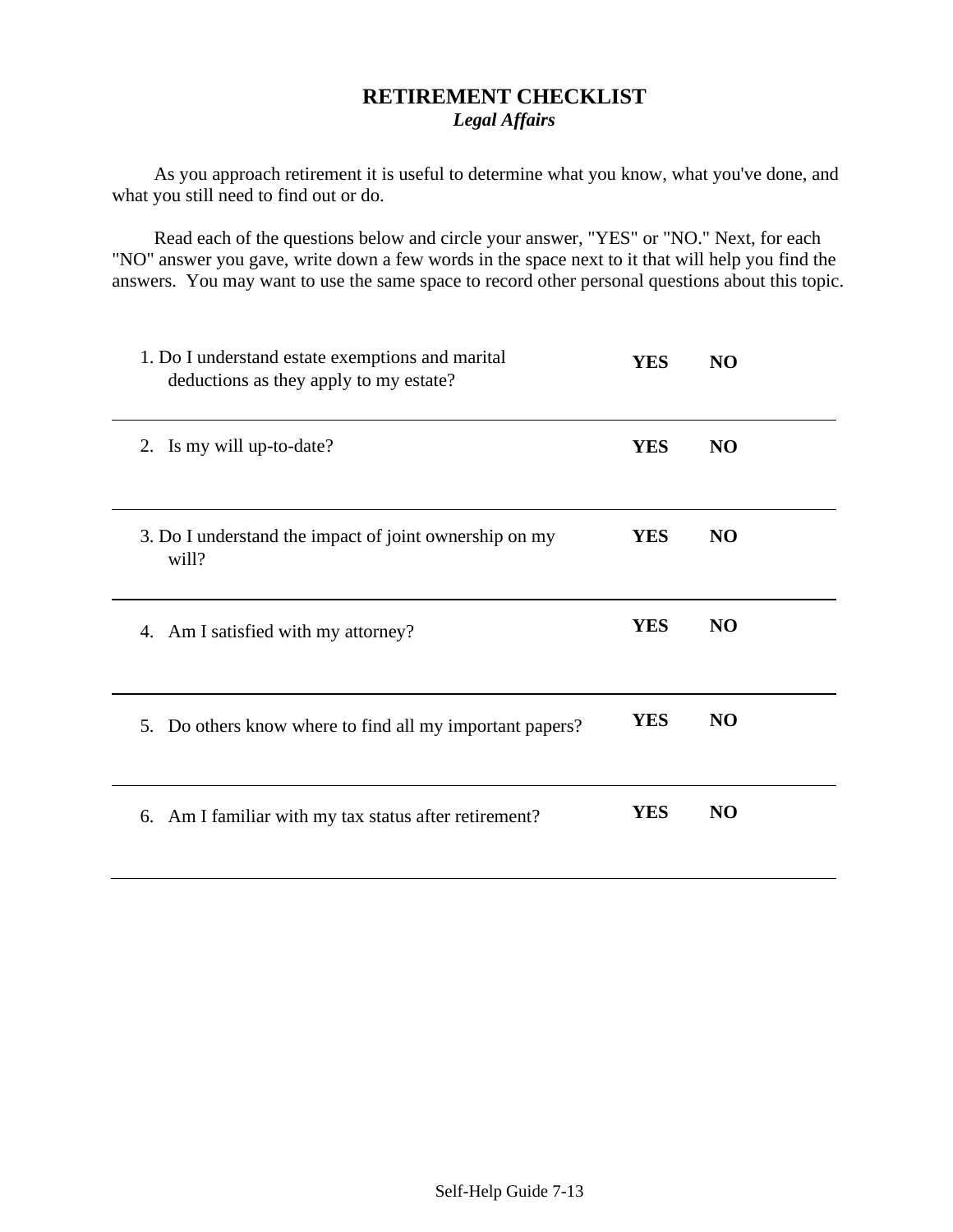# RETIREMENT CHECKLIST

***Legal Affairs***

As you approach retirement it is useful to determine what you know, what you've done, and what you still need to find out or do.

Read each of the questions below and circle your answer, "YES" or "NO." Next, for each "NO" answer you gave, write down a few words in the space next to it that will help you find the answers. You may want to use the same space to record other personal questions about this topic.

| Question | | |
|---|---|---|
| 1. Do I understand estate exemptions and marital deductions as they apply to my estate? | **YES** | **NO** |
| 2. Is my will up-to-date? | **YES** | **NO** |
| 3. Do I understand the impact of joint ownership on my will? | **YES** | **NO** |
| 4. Am I satisfied with my attorney? | **YES** | **NO** |
| 5. Do others know where to find all my important papers? | **YES** | **NO** |
| 6. Am I familiar with my tax status after retirement? | **YES** | **NO** |

Self-Help Guide 7-13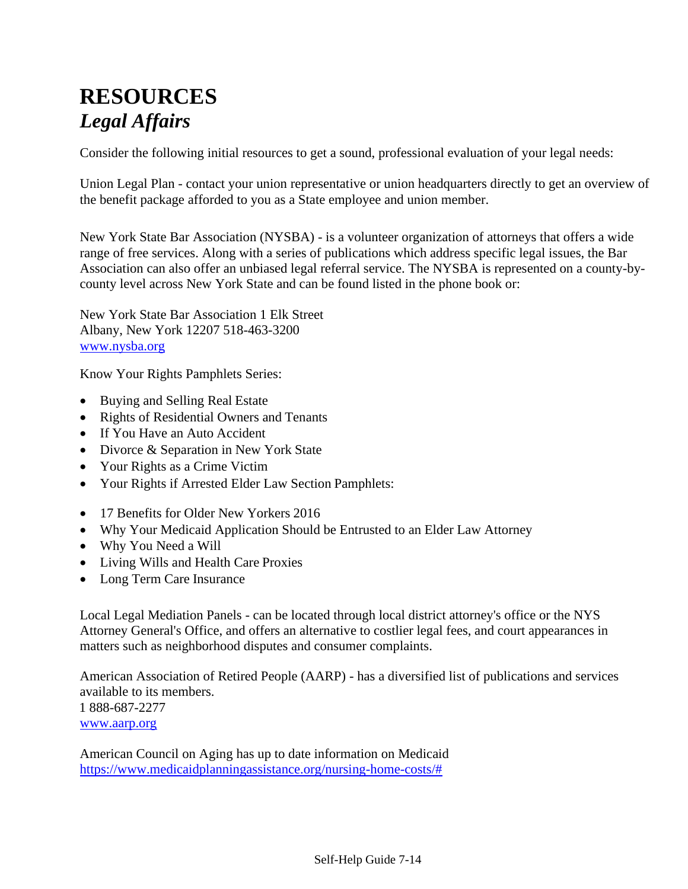# RESOURCES
## *Legal Affairs*

Consider the following initial resources to get a sound, professional evaluation of your legal needs:

Union Legal Plan - contact your union representative or union headquarters directly to get an overview of the benefit package afforded to you as a State employee and union member.

New York State Bar Association (NYSBA) - is a volunteer organization of attorneys that offers a wide range of free services. Along with a series of publications which address specific legal issues, the Bar Association can also offer an unbiased legal referral service. The NYSBA is represented on a county-by-county level across New York State and can be found listed in the phone book or:

New York State Bar Association 1 Elk Street
Albany, New York 12207 518-463-3200
www.nysba.org

Know Your Rights Pamphlets Series:

- Buying and Selling Real Estate
- Rights of Residential Owners and Tenants
- If You Have an Auto Accident
- Divorce & Separation in New York State
- Your Rights as a Crime Victim
- Your Rights if Arrested Elder Law Section Pamphlets:

- 17 Benefits for Older New Yorkers 2016
- Why Your Medicaid Application Should be Entrusted to an Elder Law Attorney
- Why You Need a Will
- Living Wills and Health Care Proxies
- Long Term Care Insurance

Local Legal Mediation Panels - can be located through local district attorney's office or the NYS Attorney General's Office, and offers an alternative to costlier legal fees, and court appearances in matters such as neighborhood disputes and consumer complaints.

American Association of Retired People (AARP) - has a diversified list of publications and services available to its members.
1 888-687-2277
www.aarp.org

American Council on Aging has up to date information on Medicaid
https://www.medicaidplanningassistance.org/nursing-home-costs/#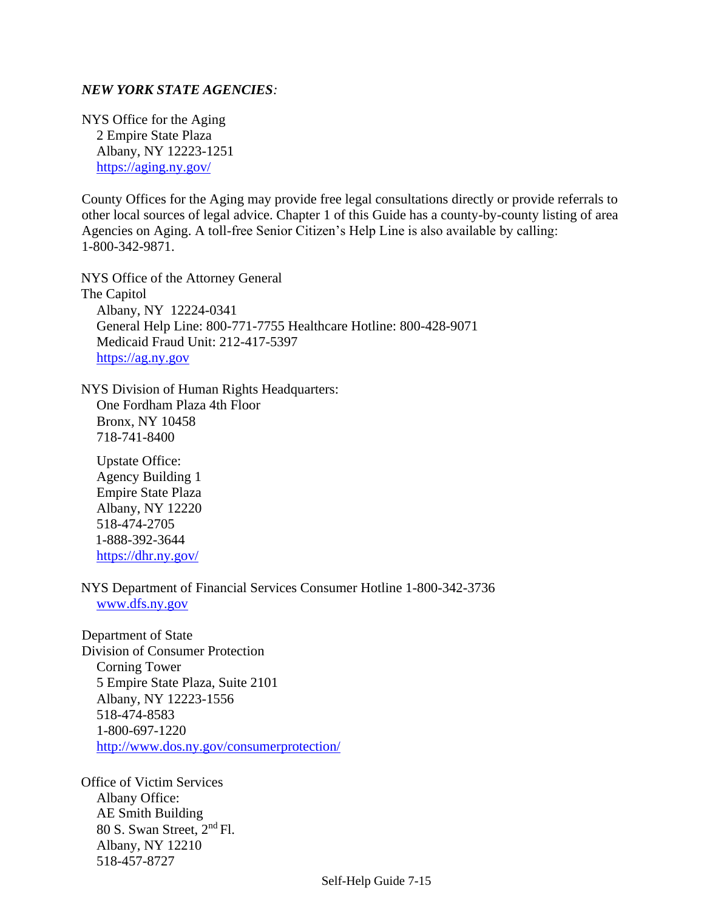***NEW YORK STATE AGENCIES*:**

NYS Office for the Aging
2 Empire State Plaza
Albany, NY 12223-1251
https://aging.ny.gov/

County Offices for the Aging may provide free legal consultations directly or provide referrals to other local sources of legal advice. Chapter 1 of this Guide has a county-by-county listing of area Agencies on Aging. A toll-free Senior Citizen's Help Line is also available by calling: 1-800-342-9871.

NYS Office of the Attorney General
The Capitol
Albany, NY 12224-0341
General Help Line: 800-771-7755 Healthcare Hotline: 800-428-9071
Medicaid Fraud Unit: 212-417-5397
https://ag.ny.gov

NYS Division of Human Rights Headquarters:
One Fordham Plaza 4th Floor
Bronx, NY 10458
718-741-8400

Upstate Office:
Agency Building 1
Empire State Plaza
Albany, NY 12220
518-474-2705
1-888-392-3644
https://dhr.ny.gov/

NYS Department of Financial Services Consumer Hotline 1-800-342-3736
www.dfs.ny.gov

Department of State
Division of Consumer Protection
Corning Tower
5 Empire State Plaza, Suite 2101
Albany, NY 12223-1556
518-474-8583
1-800-697-1220
http://www.dos.ny.gov/consumerprotection/

Office of Victim Services
Albany Office:
AE Smith Building
80 S. Swan Street, 2nd Fl.
Albany, NY 12210
518-457-8727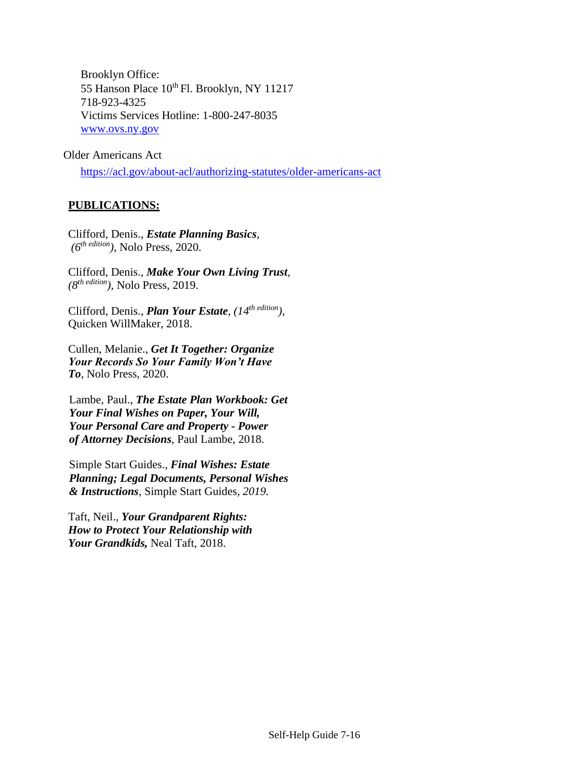Brooklyn Office:
55 Hanson Place 10th Fl. Brooklyn, NY 11217
718-923-4325
Victims Services Hotline: 1-800-247-8035
www.ovs.ny.gov

Older Americans Act

https://acl.gov/about-acl/authorizing-statutes/older-americans-act

## PUBLICATIONS:

Clifford, Denis., ***Estate Planning Basics***, *(6th edition)*, Nolo Press, 2020.

Clifford, Denis., ***Make Your Own Living Trust***, *(8th edition)*, Nolo Press, 2019.

Clifford, Denis., ***Plan Your Estate***, *(14th edition)*, Quicken WillMaker, 2018.

Cullen, Melanie., ***Get It Together: Organize Your Records So Your Family Won't Have To***, Nolo Press, 2020.

Lambe, Paul., ***The Estate Plan Workbook: Get Your Final Wishes on Paper, Your Will, Your Personal Care and Property - Power of Attorney Decisions***, Paul Lambe, 2018.

Simple Start Guides., ***Final Wishes: Estate Planning; Legal Documents, Personal Wishes & Instructions***, Simple Start Guides, *2019.*

Taft, Neil., ***Your Grandparent Rights: How to Protect Your Relationship with Your Grandkids,*** Neal Taft, 2018.